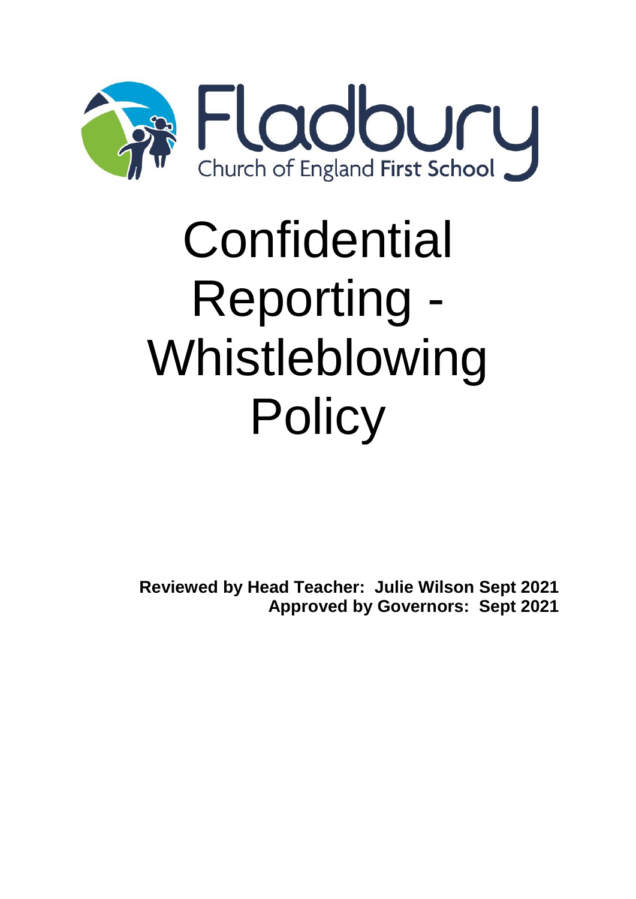Fladbury

Church of England First School

# Confidential Reporting - Whistleblowing Policy

**Reviewed by Head Teacher: Julie Wilson Sept 2021**
**Approved by Governors: Sept 2021**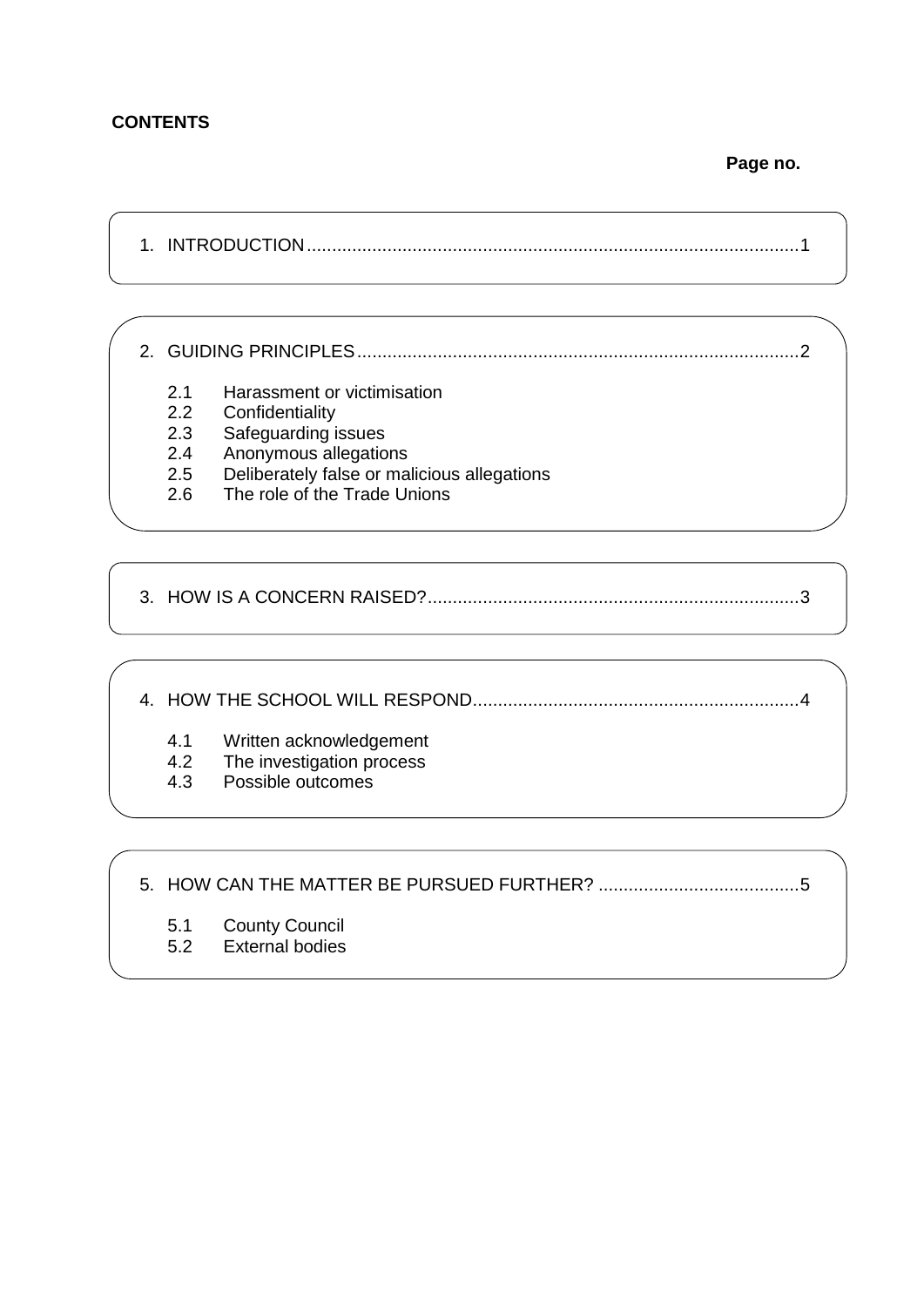**CONTENTS**

**Page no.**

1. INTRODUCTION ..... 1

2. GUIDING PRINCIPLES ..... 2
   - 2.1 Harassment or victimisation
   - 2.2 Confidentiality
   - 2.3 Safeguarding issues
   - 2.4 Anonymous allegations
   - 2.5 Deliberately false or malicious allegations
   - 2.6 The role of the Trade Unions

3. HOW IS A CONCERN RAISED? ..... 3

4. HOW THE SCHOOL WILL RESPOND ..... 4
   - 4.1 Written acknowledgement
   - 4.2 The investigation process
   - 4.3 Possible outcomes

5. HOW CAN THE MATTER BE PURSUED FURTHER? ..... 5
   - 5.1 County Council
   - 5.2 External bodies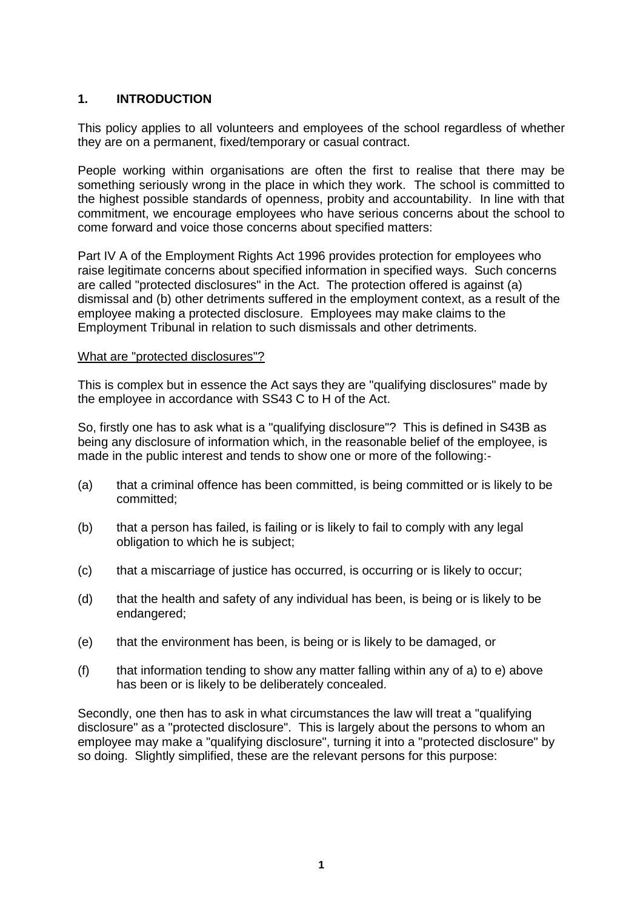## 1. INTRODUCTION

This policy applies to all volunteers and employees of the school regardless of whether they are on a permanent, fixed/temporary or casual contract.

People working within organisations are often the first to realise that there may be something seriously wrong in the place in which they work. The school is committed to the highest possible standards of openness, probity and accountability. In line with that commitment, we encourage employees who have serious concerns about the school to come forward and voice those concerns about specified matters:

Part IV A of the Employment Rights Act 1996 provides protection for employees who raise legitimate concerns about specified information in specified ways. Such concerns are called "protected disclosures" in the Act. The protection offered is against (a) dismissal and (b) other detriments suffered in the employment context, as a result of the employee making a protected disclosure. Employees may make claims to the Employment Tribunal in relation to such dismissals and other detriments.

<u>What are "protected disclosures"?</u>

This is complex but in essence the Act says they are "qualifying disclosures" made by the employee in accordance with SS43 C to H of the Act.

So, firstly one has to ask what is a "qualifying disclosure"? This is defined in S43B as being any disclosure of information which, in the reasonable belief of the employee, is made in the public interest and tends to show one or more of the following:-

(a) that a criminal offence has been committed, is being committed or is likely to be committed;

(b) that a person has failed, is failing or is likely to fail to comply with any legal obligation to which he is subject;

(c) that a miscarriage of justice has occurred, is occurring or is likely to occur;

(d) that the health and safety of any individual has been, is being or is likely to be endangered;

(e) that the environment has been, is being or is likely to be damaged, or

(f) that information tending to show any matter falling within any of a) to e) above has been or is likely to be deliberately concealed.

Secondly, one then has to ask in what circumstances the law will treat a "qualifying disclosure" as a "protected disclosure". This is largely about the persons to whom an employee may make a "qualifying disclosure", turning it into a "protected disclosure" by so doing. Slightly simplified, these are the relevant persons for this purpose: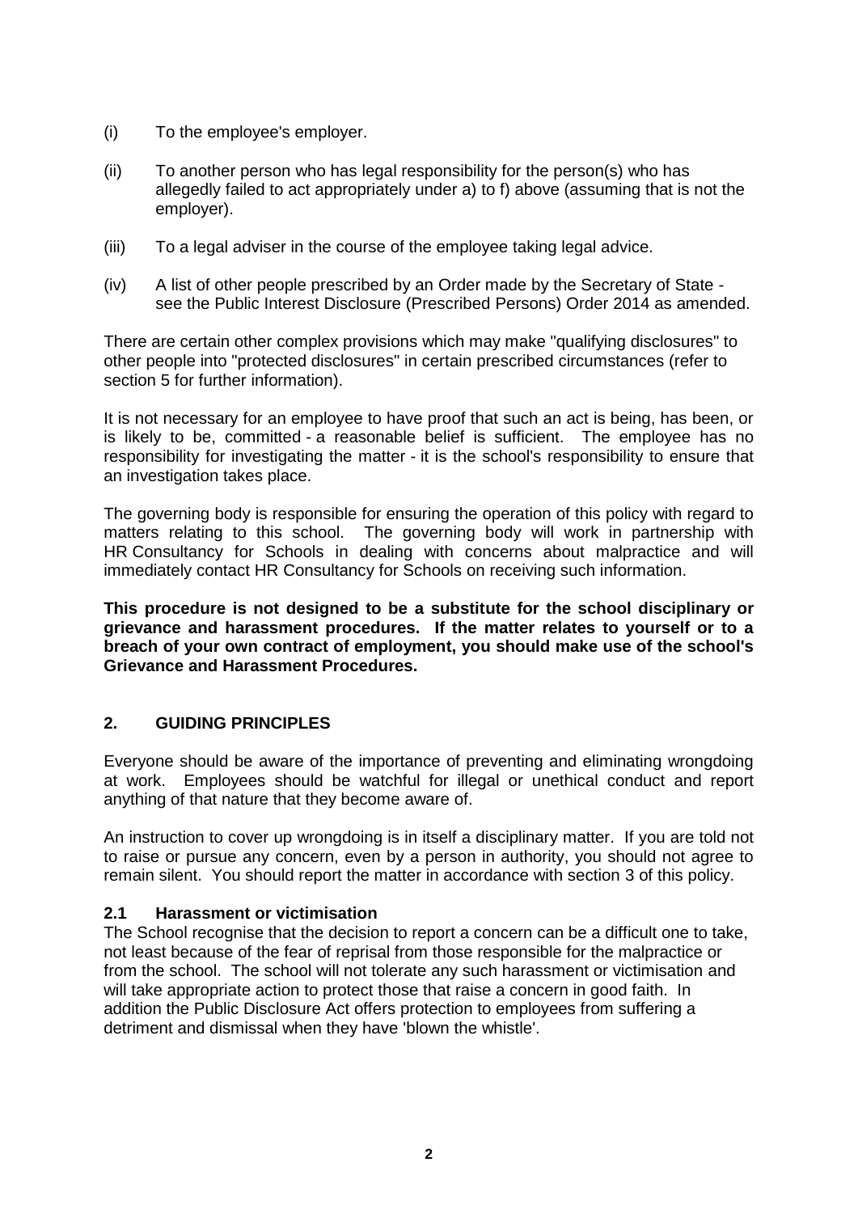(i) To the employee's employer.

(ii) To another person who has legal responsibility for the person(s) who has allegedly failed to act appropriately under a) to f) above (assuming that is not the employer).

(iii) To a legal adviser in the course of the employee taking legal advice.

(iv) A list of other people prescribed by an Order made by the Secretary of State - see the Public Interest Disclosure (Prescribed Persons) Order 2014 as amended.

There are certain other complex provisions which may make "qualifying disclosures" to other people into "protected disclosures" in certain prescribed circumstances (refer to section 5 for further information).

It is not necessary for an employee to have proof that such an act is being, has been, or is likely to be, committed - a reasonable belief is sufficient. The employee has no responsibility for investigating the matter - it is the school's responsibility to ensure that an investigation takes place.

The governing body is responsible for ensuring the operation of this policy with regard to matters relating to this school. The governing body will work in partnership with HR Consultancy for Schools in dealing with concerns about malpractice and will immediately contact HR Consultancy for Schools on receiving such information.

**This procedure is not designed to be a substitute for the school disciplinary or grievance and harassment procedures. If the matter relates to yourself or to a breach of your own contract of employment, you should make use of the school's Grievance and Harassment Procedures.**

## 2. GUIDING PRINCIPLES

Everyone should be aware of the importance of preventing and eliminating wrongdoing at work. Employees should be watchful for illegal or unethical conduct and report anything of that nature that they become aware of.

An instruction to cover up wrongdoing is in itself a disciplinary matter. If you are told not to raise or pursue any concern, even by a person in authority, you should not agree to remain silent. You should report the matter in accordance with section 3 of this policy.

### 2.1 Harassment or victimisation

The School recognise that the decision to report a concern can be a difficult one to take, not least because of the fear of reprisal from those responsible for the malpractice or from the school. The school will not tolerate any such harassment or victimisation and will take appropriate action to protect those that raise a concern in good faith. In addition the Public Disclosure Act offers protection to employees from suffering a detriment and dismissal when they have 'blown the whistle'.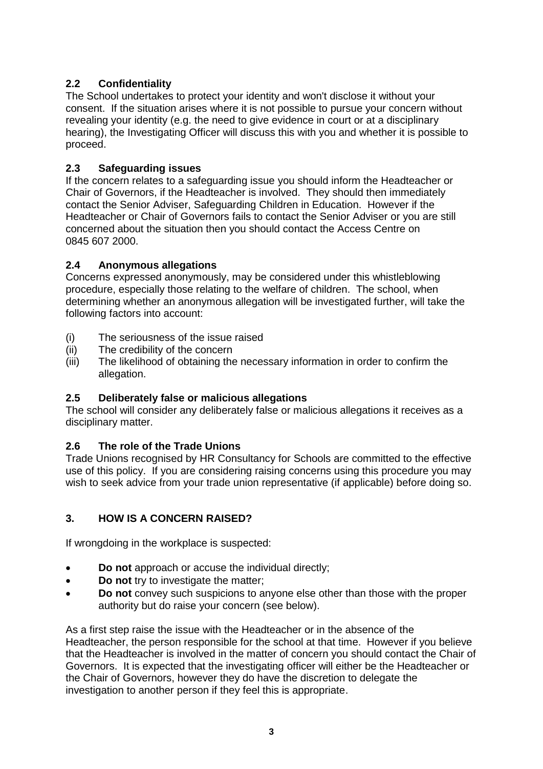### 2.2 Confidentiality

The School undertakes to protect your identity and won't disclose it without your consent. If the situation arises where it is not possible to pursue your concern without revealing your identity (e.g. the need to give evidence in court or at a disciplinary hearing), the Investigating Officer will discuss this with you and whether it is possible to proceed.

### 2.3 Safeguarding issues

If the concern relates to a safeguarding issue you should inform the Headteacher or Chair of Governors, if the Headteacher is involved. They should then immediately contact the Senior Adviser, Safeguarding Children in Education. However if the Headteacher or Chair of Governors fails to contact the Senior Adviser or you are still concerned about the situation then you should contact the Access Centre on 0845 607 2000.

### 2.4 Anonymous allegations

Concerns expressed anonymously, may be considered under this whistleblowing procedure, especially those relating to the welfare of children. The school, when determining whether an anonymous allegation will be investigated further, will take the following factors into account:

(i) The seriousness of the issue raised
(ii) The credibility of the concern
(iii) The likelihood of obtaining the necessary information in order to confirm the allegation.

### 2.5 Deliberately false or malicious allegations

The school will consider any deliberately false or malicious allegations it receives as a disciplinary matter.

### 2.6 The role of the Trade Unions

Trade Unions recognised by HR Consultancy for Schools are committed to the effective use of this policy. If you are considering raising concerns using this procedure you may wish to seek advice from your trade union representative (if applicable) before doing so.

## 3. HOW IS A CONCERN RAISED?

If wrongdoing in the workplace is suspected:

- **Do not** approach or accuse the individual directly;
- **Do not** try to investigate the matter;
- **Do not** convey such suspicions to anyone else other than those with the proper authority but do raise your concern (see below).

As a first step raise the issue with the Headteacher or in the absence of the Headteacher, the person responsible for the school at that time. However if you believe that the Headteacher is involved in the matter of concern you should contact the Chair of Governors. It is expected that the investigating officer will either be the Headteacher or the Chair of Governors, however they do have the discretion to delegate the investigation to another person if they feel this is appropriate.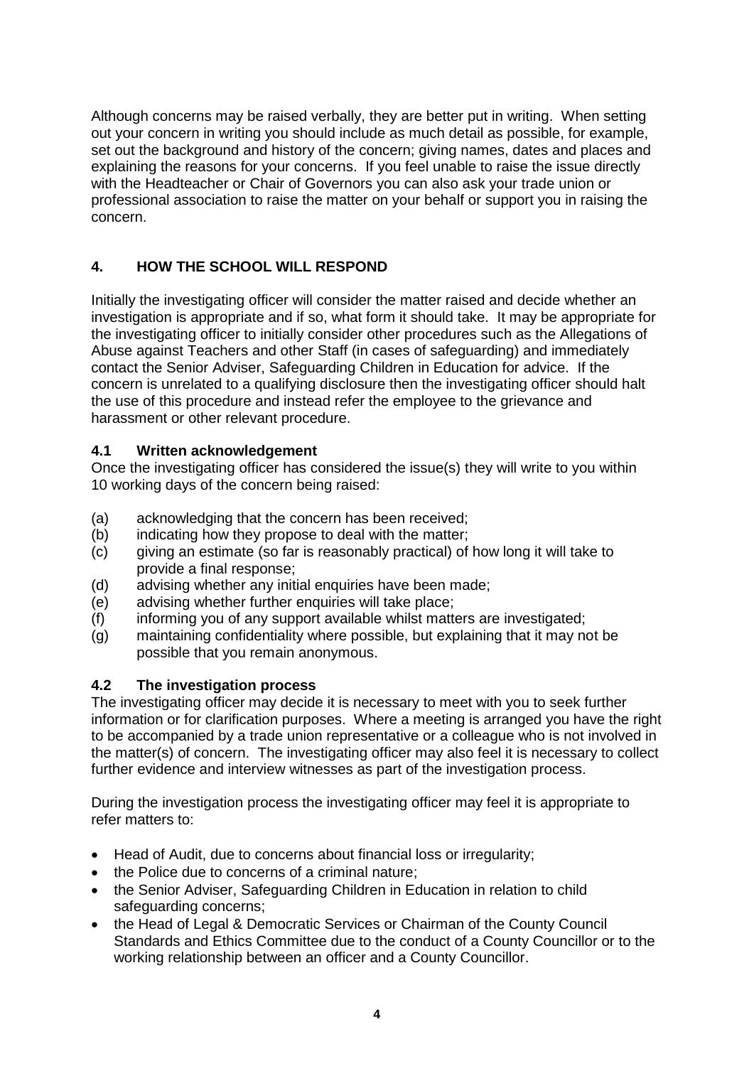Although concerns may be raised verbally, they are better put in writing. When setting out your concern in writing you should include as much detail as possible, for example, set out the background and history of the concern; giving names, dates and places and explaining the reasons for your concerns. If you feel unable to raise the issue directly with the Headteacher or Chair of Governors you can also ask your trade union or professional association to raise the matter on your behalf or support you in raising the concern.

## 4. HOW THE SCHOOL WILL RESPOND

Initially the investigating officer will consider the matter raised and decide whether an investigation is appropriate and if so, what form it should take. It may be appropriate for the investigating officer to initially consider other procedures such as the Allegations of Abuse against Teachers and other Staff (in cases of safeguarding) and immediately contact the Senior Adviser, Safeguarding Children in Education for advice. If the concern is unrelated to a qualifying disclosure then the investigating officer should halt the use of this procedure and instead refer the employee to the grievance and harassment or other relevant procedure.

### 4.1 Written acknowledgement

Once the investigating officer has considered the issue(s) they will write to you within 10 working days of the concern being raised:

(a) acknowledging that the concern has been received;
(b) indicating how they propose to deal with the matter;
(c) giving an estimate (so far is reasonably practical) of how long it will take to provide a final response;
(d) advising whether any initial enquiries have been made;
(e) advising whether further enquiries will take place;
(f) informing you of any support available whilst matters are investigated;
(g) maintaining confidentiality where possible, but explaining that it may not be possible that you remain anonymous.

### 4.2 The investigation process

The investigating officer may decide it is necessary to meet with you to seek further information or for clarification purposes. Where a meeting is arranged you have the right to be accompanied by a trade union representative or a colleague who is not involved in the matter(s) of concern. The investigating officer may also feel it is necessary to collect further evidence and interview witnesses as part of the investigation process.

During the investigation process the investigating officer may feel it is appropriate to refer matters to:

- Head of Audit, due to concerns about financial loss or irregularity;
- the Police due to concerns of a criminal nature;
- the Senior Adviser, Safeguarding Children in Education in relation to child safeguarding concerns;
- the Head of Legal & Democratic Services or Chairman of the County Council Standards and Ethics Committee due to the conduct of a County Councillor or to the working relationship between an officer and a County Councillor.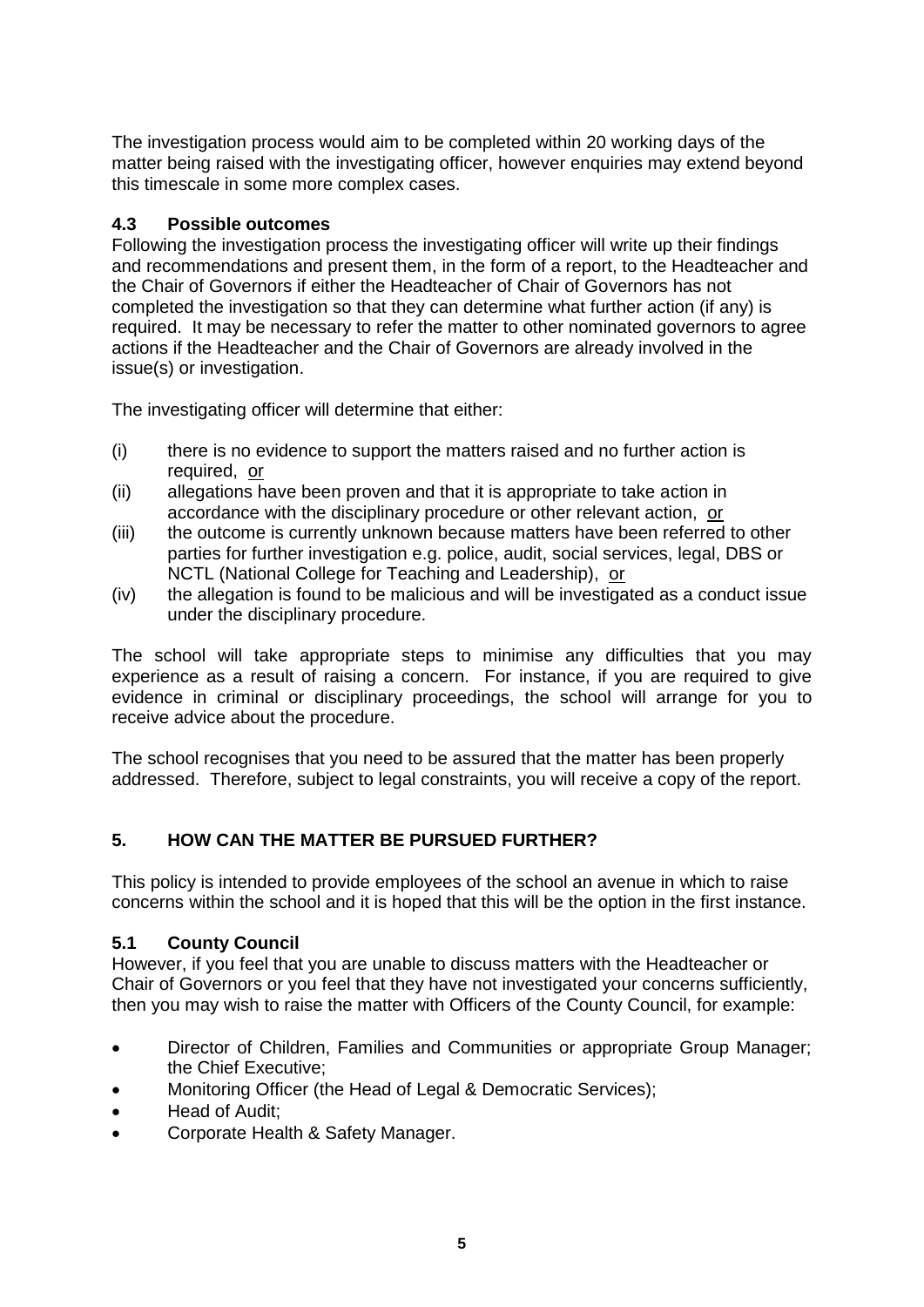The investigation process would aim to be completed within 20 working days of the matter being raised with the investigating officer, however enquiries may extend beyond this timescale in some more complex cases.

### 4.3 Possible outcomes

Following the investigation process the investigating officer will write up their findings and recommendations and present them, in the form of a report, to the Headteacher and the Chair of Governors if either the Headteacher of Chair of Governors has not completed the investigation so that they can determine what further action (if any) is required. It may be necessary to refer the matter to other nominated governors to agree actions if the Headteacher and the Chair of Governors are already involved in the issue(s) or investigation.

The investigating officer will determine that either:

(i) there is no evidence to support the matters raised and no further action is required, <u>or</u>

(ii) allegations have been proven and that it is appropriate to take action in accordance with the disciplinary procedure or other relevant action, <u>or</u>

(iii) the outcome is currently unknown because matters have been referred to other parties for further investigation e.g. police, audit, social services, legal, DBS or NCTL (National College for Teaching and Leadership), <u>or</u>

(iv) the allegation is found to be malicious and will be investigated as a conduct issue under the disciplinary procedure.

The school will take appropriate steps to minimise any difficulties that you may experience as a result of raising a concern. For instance, if you are required to give evidence in criminal or disciplinary proceedings, the school will arrange for you to receive advice about the procedure.

The school recognises that you need to be assured that the matter has been properly addressed. Therefore, subject to legal constraints, you will receive a copy of the report.

## 5. HOW CAN THE MATTER BE PURSUED FURTHER?

This policy is intended to provide employees of the school an avenue in which to raise concerns within the school and it is hoped that this will be the option in the first instance.

### 5.1 County Council

However, if you feel that you are unable to discuss matters with the Headteacher or Chair of Governors or you feel that they have not investigated your concerns sufficiently, then you may wish to raise the matter with Officers of the County Council, for example:

- Director of Children, Families and Communities or appropriate Group Manager; the Chief Executive;
- Monitoring Officer (the Head of Legal & Democratic Services);
- Head of Audit;
- Corporate Health & Safety Manager.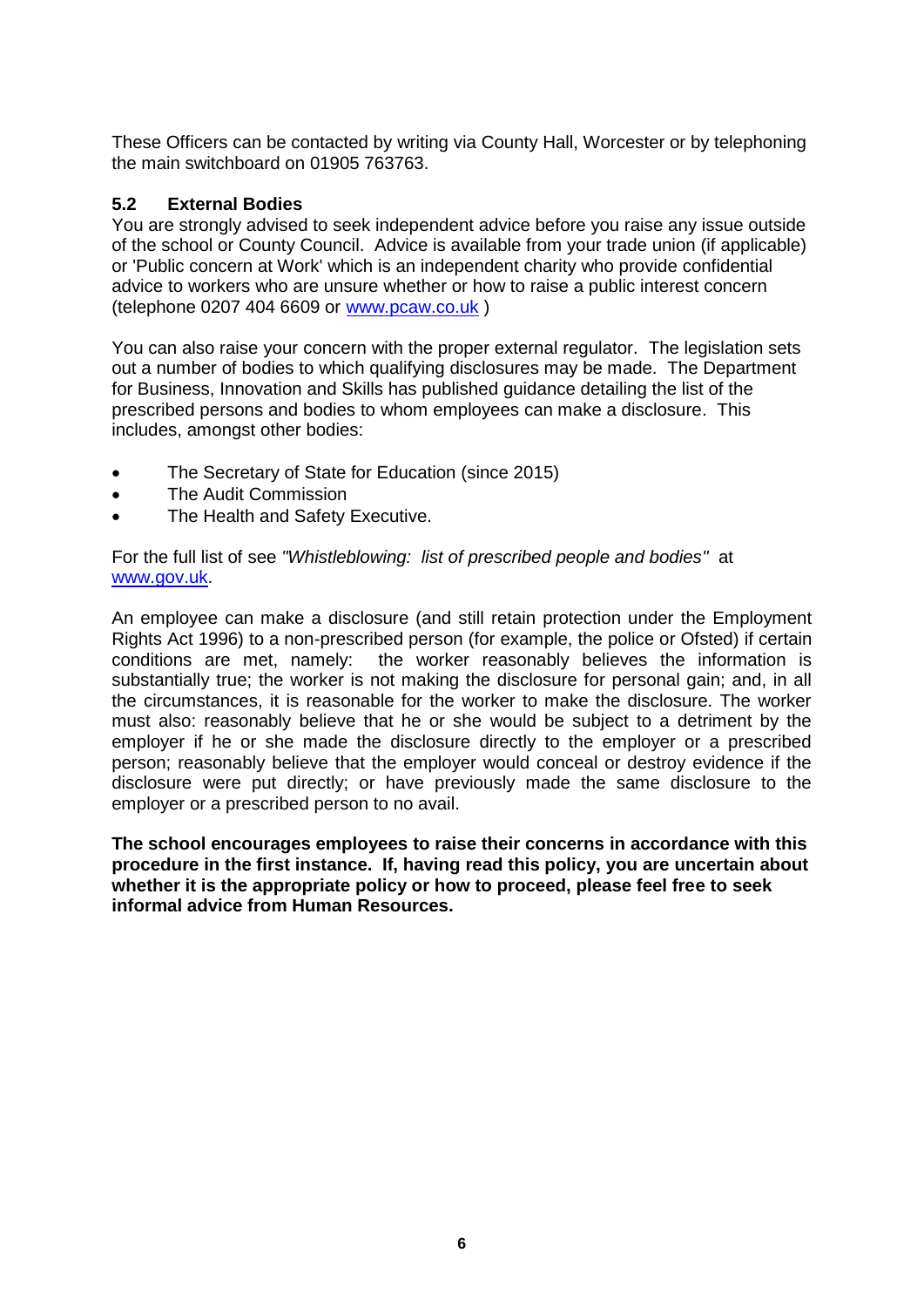These Officers can be contacted by writing via County Hall, Worcester or by telephoning the main switchboard on 01905 763763.

### 5.2 External Bodies

You are strongly advised to seek independent advice before you raise any issue outside of the school or County Council. Advice is available from your trade union (if applicable) or 'Public concern at Work' which is an independent charity who provide confidential advice to workers who are unsure whether or how to raise a public interest concern (telephone 0207 404 6609 or [www.pcaw.co.uk](http://www.pcaw.co.uk) )

You can also raise your concern with the proper external regulator. The legislation sets out a number of bodies to which qualifying disclosures may be made. The Department for Business, Innovation and Skills has published guidance detailing the list of the prescribed persons and bodies to whom employees can make a disclosure. This includes, amongst other bodies:

- The Secretary of State for Education (since 2015)
- The Audit Commission
- The Health and Safety Executive.

For the full list of see *"Whistleblowing: list of prescribed people and bodies"* at [www.gov.uk](http://www.gov.uk).

An employee can make a disclosure (and still retain protection under the Employment Rights Act 1996) to a non-prescribed person (for example, the police or Ofsted) if certain conditions are met, namely: the worker reasonably believes the information is substantially true; the worker is not making the disclosure for personal gain; and, in all the circumstances, it is reasonable for the worker to make the disclosure. The worker must also: reasonably believe that he or she would be subject to a detriment by the employer if he or she made the disclosure directly to the employer or a prescribed person; reasonably believe that the employer would conceal or destroy evidence if the disclosure were put directly; or have previously made the same disclosure to the employer or a prescribed person to no avail.

**The school encourages employees to raise their concerns in accordance with this procedure in the first instance. If, having read this policy, you are uncertain about whether it is the appropriate policy or how to proceed, please feel free to seek informal advice from Human Resources.**